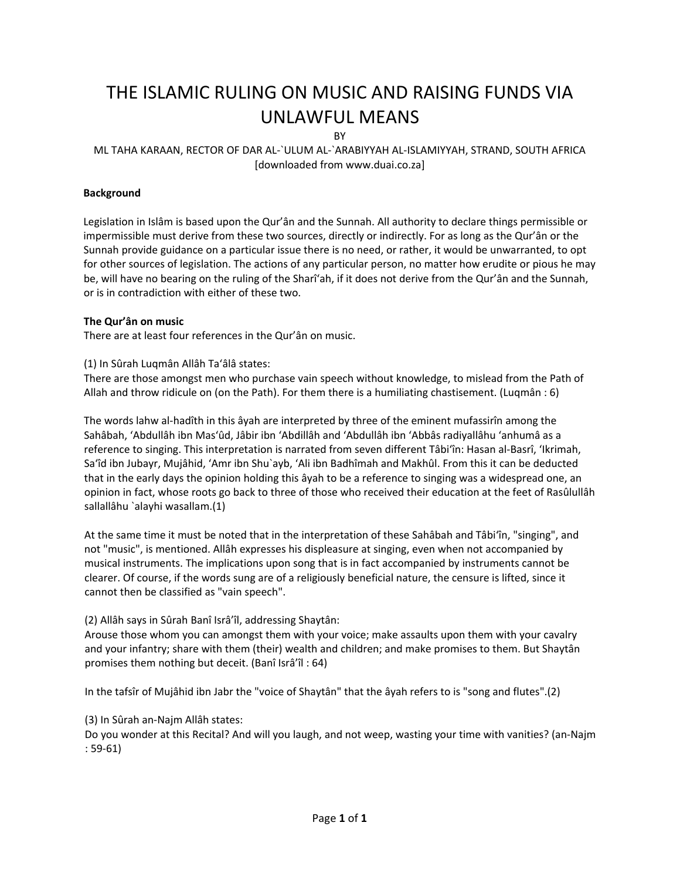# THE ISLAMIC RULING ON MUSIC AND RAISING FUNDS VIA UNLAWFUL MEANS

BY

ML TAHA KARAAN, RECTOR OF DAR AL-`ULUM AL-`ARABIYYAH AL-ISLAMIYYAH, STRAND, SOUTH AFRICA
[downloaded from www.duai.co.za]

**Background**

Legislation in Islâm is based upon the Qur'ân and the Sunnah. All authority to declare things permissible or impermissible must derive from these two sources, directly or indirectly. For as long as the Qur'ân or the Sunnah provide guidance on a particular issue there is no need, or rather, it would be unwarranted, to opt for other sources of legislation. The actions of any particular person, no matter how erudite or pious he may be, will have no bearing on the ruling of the Sharî'ah, if it does not derive from the Qur'ân and the Sunnah, or is in contradiction with either of these two.

**The Qur'ân on music**

There are at least four references in the Qur'ân on music.

(1) In Sûrah Luqmân Allâh Ta'âlâ states:
There are those amongst men who purchase vain speech without knowledge, to mislead from the Path of Allah and throw ridicule on (on the Path). For them there is a humiliating chastisement. (Luqmân : 6)

The words lahw al-hadîth in this âyah are interpreted by three of the eminent mufassirîn among the Sahâbah, 'Abdullâh ibn Mas'ûd, Jâbir ibn 'Abdillâh and 'Abdullâh ibn 'Abbâs radiyallâhu 'anhumâ as a reference to singing. This interpretation is narrated from seven different Tâbi'în: Hasan al-Basrî, 'Ikrimah, Sa'îd ibn Jubayr, Mujâhid, 'Amr ibn Shu`ayb, 'Ali ibn Badhîmah and Makhûl. From this it can be deducted that in the early days the opinion holding this âyah to be a reference to singing was a widespread one, an opinion in fact, whose roots go back to three of those who received their education at the feet of Rasûlullâh sallallâhu `alayhi wasallam.(1)

At the same time it must be noted that in the interpretation of these Sahâbah and Tâbi'în, "singing", and not "music", is mentioned. Allâh expresses his displeasure at singing, even when not accompanied by musical instruments. The implications upon song that is in fact accompanied by instruments cannot be clearer. Of course, if the words sung are of a religiously beneficial nature, the censure is lifted, since it cannot then be classified as "vain speech".

(2) Allâh says in Sûrah Banî Isrâ'îl, addressing Shaytân:
Arouse those whom you can amongst them with your voice; make assaults upon them with your cavalry and your infantry; share with them (their) wealth and children; and make promises to them. But Shaytân promises them nothing but deceit. (Banî Isrâ'îl : 64)

In the tafsîr of Mujâhid ibn Jabr the "voice of Shaytân" that the âyah refers to is "song and flutes".(2)

(3) In Sûrah an-Najm Allâh states:
Do you wonder at this Recital? And will you laugh, and not weep, wasting your time with vanities? (an-Najm : 59-61)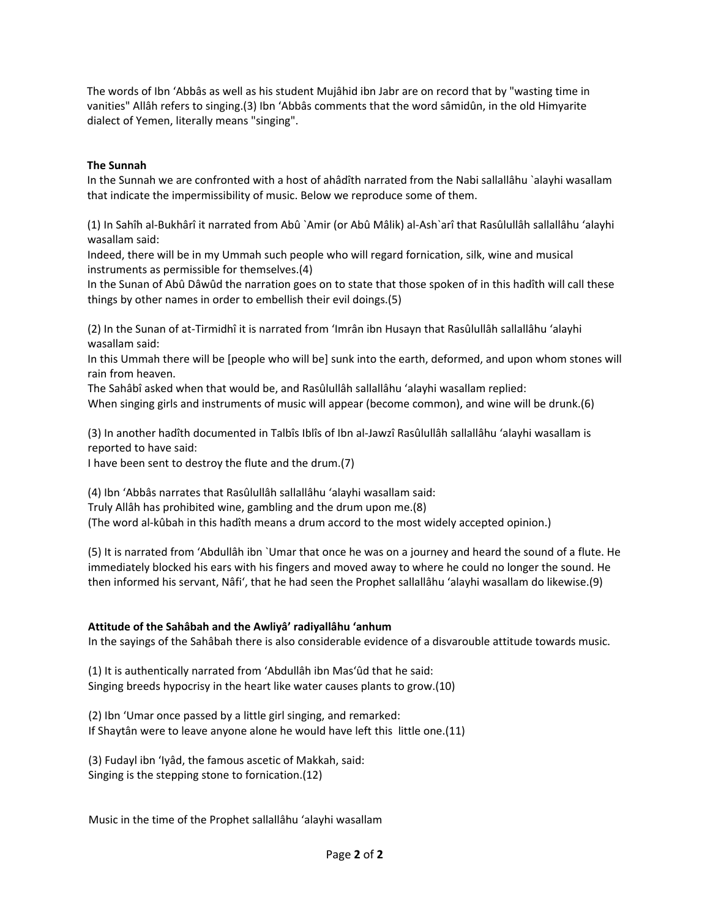The words of Ibn ‘Abbâs as well as his student Mujâhid ibn Jabr are on record that by "wasting time in vanities" Allâh refers to singing.(3) Ibn ‘Abbâs comments that the word sâmidûn, in the old Himyarite dialect of Yemen, literally means "singing".

**The Sunnah**

In the Sunnah we are confronted with a host of ahâdîth narrated from the Nabi sallallâhu `alayhi wasallam that indicate the impermissibility of music. Below we reproduce some of them.

(1) In Sahîh al-Bukhârî it narrated from Abû `Amir (or Abû Mâlik) al-Ash`arî that Rasûlullâh sallallâhu ‘alayhi wasallam said:
Indeed, there will be in my Ummah such people who will regard fornication, silk, wine and musical instruments as permissible for themselves.(4)
In the Sunan of Abû Dâwûd the narration goes on to state that those spoken of in this hadîth will call these things by other names in order to embellish their evil doings.(5)

(2) In the Sunan of at-Tirmidhî it is narrated from ‘Imrân ibn Husayn that Rasûlullâh sallallâhu ‘alayhi wasallam said:
In this Ummah there will be [people who will be] sunk into the earth, deformed, and upon whom stones will rain from heaven.
The Sahâbî asked when that would be, and Rasûlullâh sallallâhu ‘alayhi wasallam replied:
When singing girls and instruments of music will appear (become common), and wine will be drunk.(6)

(3) In another hadîth documented in Talbîs Iblîs of Ibn al-Jawzî Rasûlullâh sallallâhu ‘alayhi wasallam is reported to have said:
I have been sent to destroy the flute and the drum.(7)

(4) Ibn ‘Abbâs narrates that Rasûlullâh sallallâhu ‘alayhi wasallam said:
Truly Allâh has prohibited wine, gambling and the drum upon me.(8)
(The word al-kûbah in this hadîth means a drum accord to the most widely accepted opinion.)

(5) It is narrated from ‘Abdullâh ibn `Umar that once he was on a journey and heard the sound of a flute. He immediately blocked his ears with his fingers and moved away to where he could no longer the sound. He then informed his servant, Nâfi‘, that he had seen the Prophet sallallâhu ‘alayhi wasallam do likewise.(9)

**Attitude of the Sahâbah and the Awliyâ’ radiyallâhu ‘anhum**

In the sayings of the Sahâbah there is also considerable evidence of a disvarouble attitude towards music.

(1) It is authentically narrated from ‘Abdullâh ibn Mas‘ûd that he said:
Singing breeds hypocrisy in the heart like water causes plants to grow.(10)

(2) Ibn ‘Umar once passed by a little girl singing, and remarked:
If Shaytân were to leave anyone alone he would have left this little one.(11)

(3) Fudayl ibn ‘Iyâd, the famous ascetic of Makkah, said:
Singing is the stepping stone to fornication.(12)

Music in the time of the Prophet sallallâhu ‘alayhi wasallam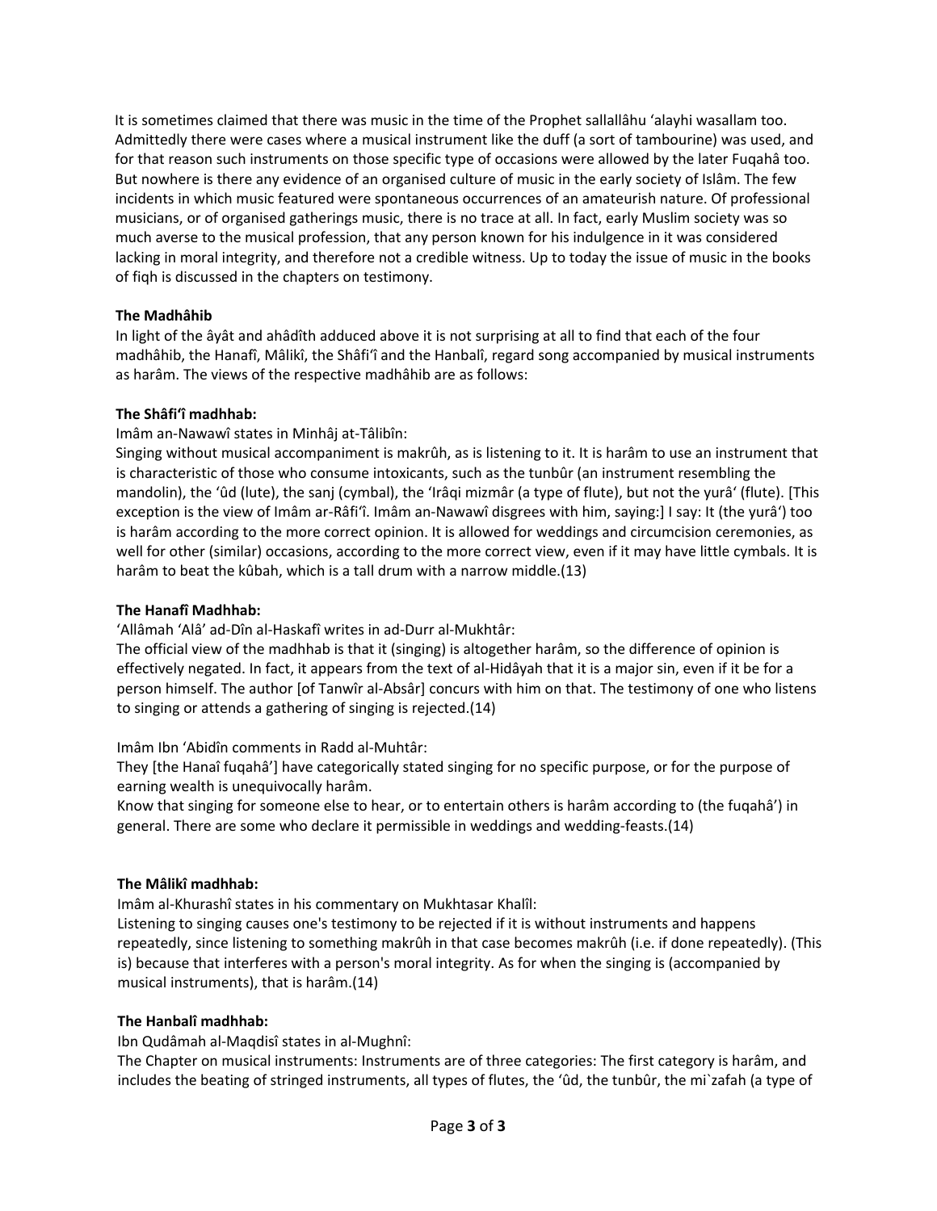It is sometimes claimed that there was music in the time of the Prophet sallallâhu 'alayhi wasallam too. Admittedly there were cases where a musical instrument like the duff (a sort of tambourine) was used, and for that reason such instruments on those specific type of occasions were allowed by the later Fuqahâ too. But nowhere is there any evidence of an organised culture of music in the early society of Islâm. The few incidents in which music featured were spontaneous occurrences of an amateurish nature. Of professional musicians, or of organised gatherings music, there is no trace at all. In fact, early Muslim society was so much averse to the musical profession, that any person known for his indulgence in it was considered lacking in moral integrity, and therefore not a credible witness. Up to today the issue of music in the books of fiqh is discussed in the chapters on testimony.

**The Madhâhib**

In light of the âyât and ahâdîth adduced above it is not surprising at all to find that each of the four madhâhib, the Hanafî, Mâlikî, the Shâfi'î and the Hanbalî, regard song accompanied by musical instruments as harâm. The views of the respective madhâhib are as follows:

**The Shâfi'î madhhab:**

Imâm an-Nawawî states in Minhâj at-Tâlibîn:

Singing without musical accompaniment is makrûh, as is listening to it. It is harâm to use an instrument that is characteristic of those who consume intoxicants, such as the tunbûr (an instrument resembling the mandolin), the 'ûd (lute), the sanj (cymbal), the 'Irâqi mizmâr (a type of flute), but not the yurâ' (flute). [This exception is the view of Imâm ar-Râfi'î. Imâm an-Nawawî disgrees with him, saying:] I say: It (the yurâ') too is harâm according to the more correct opinion. It is allowed for weddings and circumcision ceremonies, as well for other (similar) occasions, according to the more correct view, even if it may have little cymbals. It is harâm to beat the kûbah, which is a tall drum with a narrow middle.(13)

**The Hanafî Madhhab:**

'Allâmah 'Alâ' ad-Dîn al-Haskafî writes in ad-Durr al-Mukhtâr:

The official view of the madhhab is that it (singing) is altogether harâm, so the difference of opinion is effectively negated. In fact, it appears from the text of al-Hidâyah that it is a major sin, even if it be for a person himself. The author [of Tanwîr al-Absâr] concurs with him on that. The testimony of one who listens to singing or attends a gathering of singing is rejected.(14)

Imâm Ibn 'Abidîn comments in Radd al-Muhtâr:

They [the Hanaî fuqahâ'] have categorically stated singing for no specific purpose, or for the purpose of earning wealth is unequivocally harâm.

Know that singing for someone else to hear, or to entertain others is harâm according to (the fuqahâ') in general. There are some who declare it permissible in weddings and wedding-feasts.(14)

**The Mâlikî madhhab:**

Imâm al-Khurashî states in his commentary on Mukhtasar Khalîl:

Listening to singing causes one's testimony to be rejected if it is without instruments and happens repeatedly, since listening to something makrûh in that case becomes makrûh (i.e. if done repeatedly). (This is) because that interferes with a person's moral integrity. As for when the singing is (accompanied by musical instruments), that is harâm.(14)

**The Hanbalî madhhab:**

Ibn Qudâmah al-Maqdisî states in al-Mughnî:

The Chapter on musical instruments: Instruments are of three categories: The first category is harâm, and includes the beating of stringed instruments, all types of flutes, the 'ûd, the tunbûr, the mi`zafah (a type of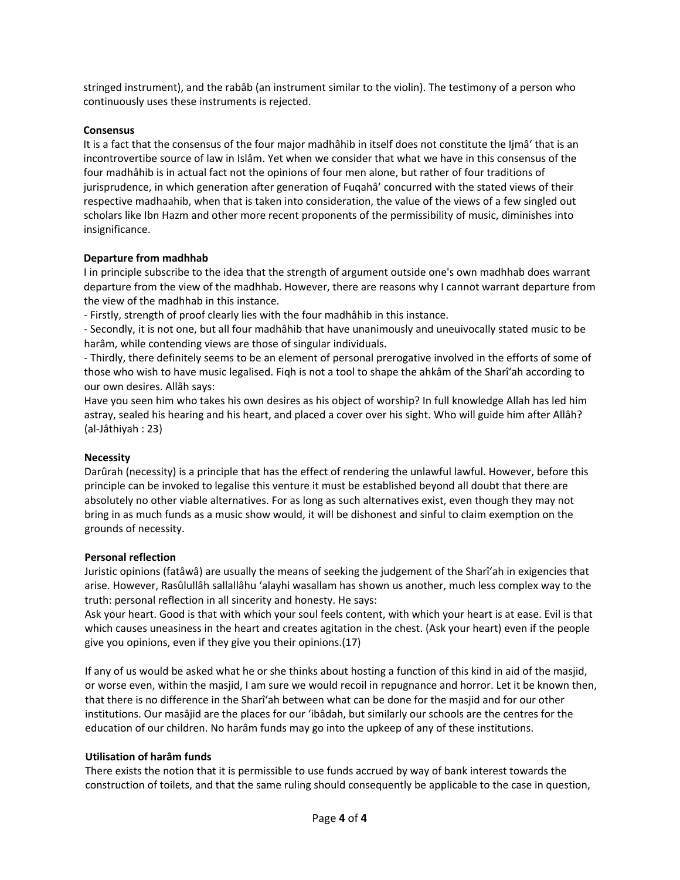stringed instrument), and the rabâb (an instrument similar to the violin). The testimony of a person who continuously uses these instruments is rejected.

**Consensus**

It is a fact that the consensus of the four major madhâhib in itself does not constitute the Ijmâ' that is an incontrovertibe source of law in Islâm. Yet when we consider that what we have in this consensus of the four madhâhib is in actual fact not the opinions of four men alone, but rather of four traditions of jurisprudence, in which generation after generation of Fuqahâ' concurred with the stated views of their respective madhaahib, when that is taken into consideration, the value of the views of a few singled out scholars like Ibn Hazm and other more recent proponents of the permissibility of music, diminishes into insignificance.

**Departure from madhhab**

I in principle subscribe to the idea that the strength of argument outside one's own madhhab does warrant departure from the view of the madhhab. However, there are reasons why I cannot warrant departure from the view of the madhhab in this instance.

- Firstly, strength of proof clearly lies with the four madhâhib in this instance.
- Secondly, it is not one, but all four madhâhib that have unanimously and uneuivocally stated music to be harâm, while contending views are those of singular individuals.
- Thirdly, there definitely seems to be an element of personal prerogative involved in the efforts of some of those who wish to have music legalised. Fiqh is not a tool to shape the ahkâm of the Sharî'ah according to our own desires. Allâh says:

Have you seen him who takes his own desires as his object of worship? In full knowledge Allah has led him astray, sealed his hearing and his heart, and placed a cover over his sight. Who will guide him after Allâh? (al-Jâthiyah : 23)

**Necessity**

Darûrah (necessity) is a principle that has the effect of rendering the unlawful lawful. However, before this principle can be invoked to legalise this venture it must be established beyond all doubt that there are absolutely no other viable alternatives. For as long as such alternatives exist, even though they may not bring in as much funds as a music show would, it will be dishonest and sinful to claim exemption on the grounds of necessity.

**Personal reflection**

Juristic opinions (fatâwâ) are usually the means of seeking the judgement of the Sharî'ah in exigencies that arise. However, Rasûlullâh sallallâhu 'alayhi wasallam has shown us another, much less complex way to the truth: personal reflection in all sincerity and honesty. He says:

Ask your heart. Good is that with which your soul feels content, with which your heart is at ease. Evil is that which causes uneasiness in the heart and creates agitation in the chest. (Ask your heart) even if the people give you opinions, even if they give you their opinions.(17)

If any of us would be asked what he or she thinks about hosting a function of this kind in aid of the masjid, or worse even, within the masjid, I am sure we would recoil in repugnance and horror. Let it be known then, that there is no difference in the Sharî'ah between what can be done for the masjid and for our other institutions. Our masâjid are the places for our 'ibâdah, but similarly our schools are the centres for the education of our children. No harâm funds may go into the upkeep of any of these institutions.

**Utilisation of harâm funds**

There exists the notion that it is permissible to use funds accrued by way of bank interest towards the construction of toilets, and that the same ruling should consequently be applicable to the case in question,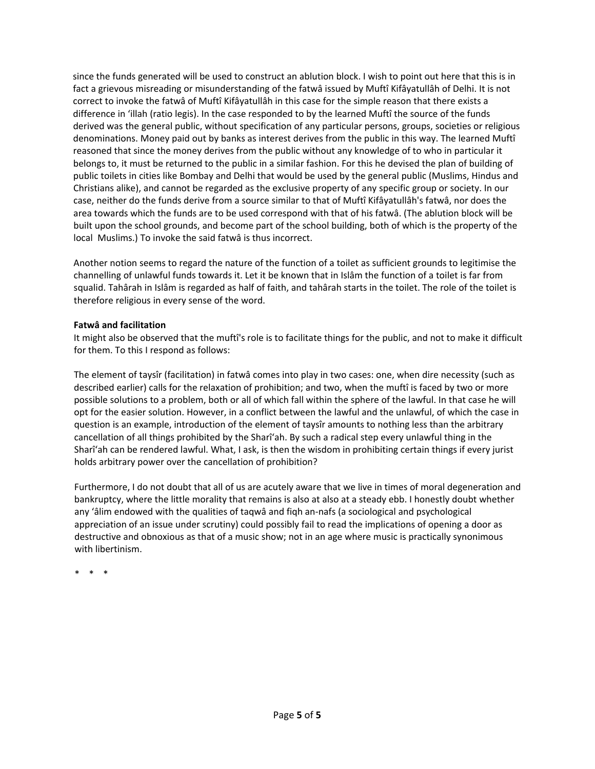since the funds generated will be used to construct an ablution block. I wish to point out here that this is in fact a grievous misreading or misunderstanding of the fatwâ issued by Muftî Kifâyatullâh of Delhi. It is not correct to invoke the fatwâ of Muftî Kifâyatullâh in this case for the simple reason that there exists a difference in 'illah (ratio legis). In the case responded to by the learned Muftî the source of the funds derived was the general public, without specification of any particular persons, groups, societies or religious denominations. Money paid out by banks as interest derives from the public in this way. The learned Muftî reasoned that since the money derives from the public without any knowledge of to who in particular it belongs to, it must be returned to the public in a similar fashion. For this he devised the plan of building of public toilets in cities like Bombay and Delhi that would be used by the general public (Muslims, Hindus and Christians alike), and cannot be regarded as the exclusive property of any specific group or society. In our case, neither do the funds derive from a source similar to that of Muftî Kifâyatullâh's fatwâ, nor does the area towards which the funds are to be used correspond with that of his fatwâ. (The ablution block will be built upon the school grounds, and become part of the school building, both of which is the property of the local Muslims.) To invoke the said fatwâ is thus incorrect.

Another notion seems to regard the nature of the function of a toilet as sufficient grounds to legitimise the channelling of unlawful funds towards it. Let it be known that in Islâm the function of a toilet is far from squalid. Tahârah in Islâm is regarded as half of faith, and tahârah starts in the toilet. The role of the toilet is therefore religious in every sense of the word.

**Fatwâ and facilitation**

It might also be observed that the muftî's role is to facilitate things for the public, and not to make it difficult for them. To this I respond as follows:

The element of taysîr (facilitation) in fatwâ comes into play in two cases: one, when dire necessity (such as described earlier) calls for the relaxation of prohibition; and two, when the muftî is faced by two or more possible solutions to a problem, both or all of which fall within the sphere of the lawful. In that case he will opt for the easier solution. However, in a conflict between the lawful and the unlawful, of which the case in question is an example, introduction of the element of taysîr amounts to nothing less than the arbitrary cancellation of all things prohibited by the Sharî'ah. By such a radical step every unlawful thing in the Sharî'ah can be rendered lawful. What, I ask, is then the wisdom in prohibiting certain things if every jurist holds arbitrary power over the cancellation of prohibition?

Furthermore, I do not doubt that all of us are acutely aware that we live in times of moral degeneration and bankruptcy, where the little morality that remains is also at also at a steady ebb. I honestly doubt whether any 'âlim endowed with the qualities of taqwâ and fiqh an-nafs (a sociological and psychological appreciation of an issue under scrutiny) could possibly fail to read the implications of opening a door as destructive and obnoxious as that of a music show; not in an age where music is practically synonymous with libertinism.

\* \* \*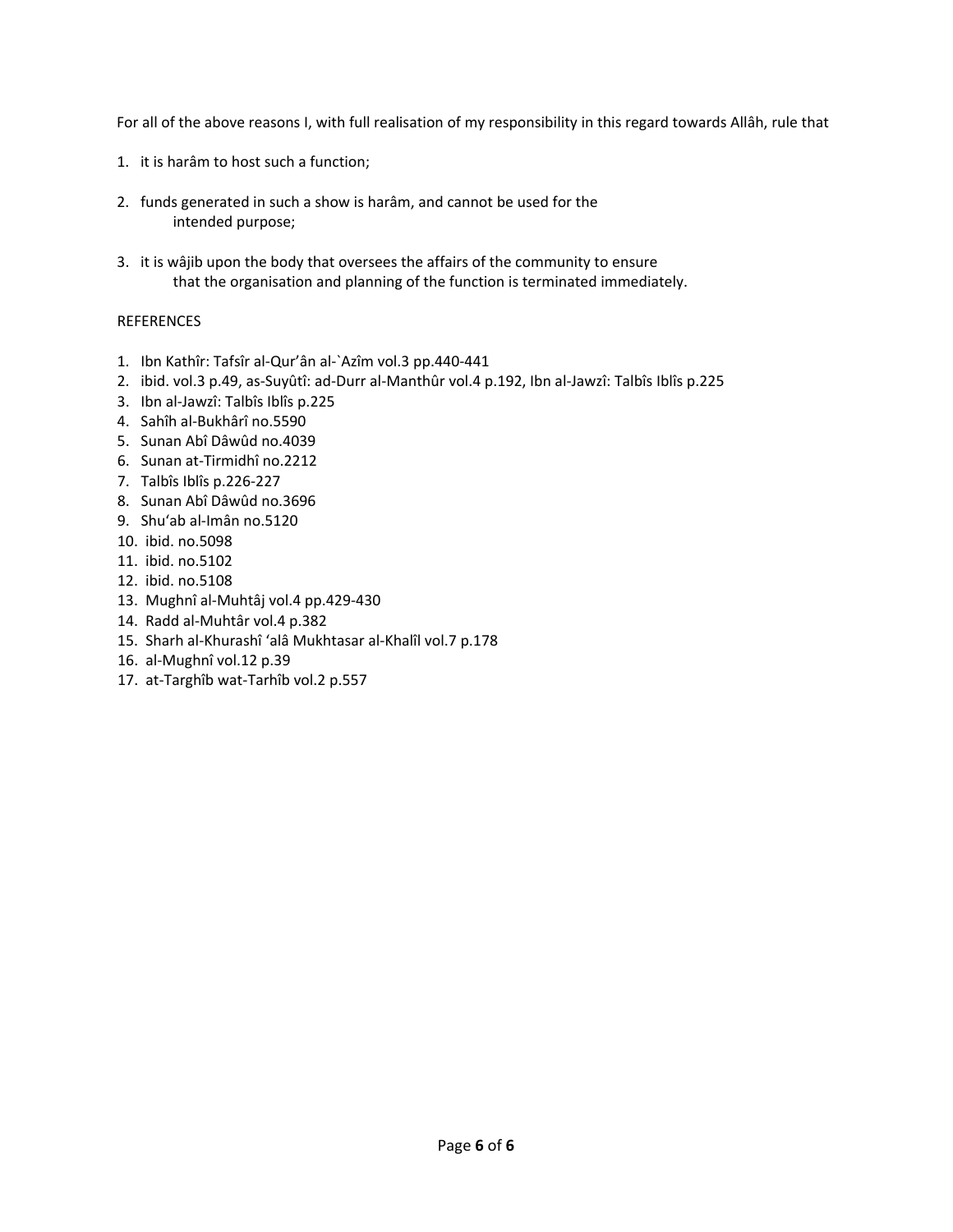For all of the above reasons I, with full realisation of my responsibility in this regard towards Allâh, rule that

1. it is harâm to host such a function;
2. funds generated in such a show is harâm, and cannot be used for the intended purpose;
3. it is wâjib upon the body that oversees the affairs of the community to ensure that the organisation and planning of the function is terminated immediately.

REFERENCES

1. Ibn Kathîr: Tafsîr al-Qur'ân al-`Azîm vol.3 pp.440-441
2. ibid. vol.3 p.49, as-Suyûtî: ad-Durr al-Manthûr vol.4 p.192, Ibn al-Jawzî: Talbîs Iblîs p.225
3. Ibn al-Jawzî: Talbîs Iblîs p.225
4. Sahîh al-Bukhârî no.5590
5. Sunan Abî Dâwûd no.4039
6. Sunan at-Tirmidhî no.2212
7. Talbîs Iblîs p.226-227
8. Sunan Abî Dâwûd no.3696
9. Shu'ab al-Imân no.5120
10. ibid. no.5098
11. ibid. no.5102
12. ibid. no.5108
13. Mughnî al-Muhtâj vol.4 pp.429-430
14. Radd al-Muhtâr vol.4 p.382
15. Sharh al-Khurashî 'alâ Mukhtasar al-Khalîl vol.7 p.178
16. al-Mughnî vol.12 p.39
17. at-Targhîb wat-Tarhîb vol.2 p.557